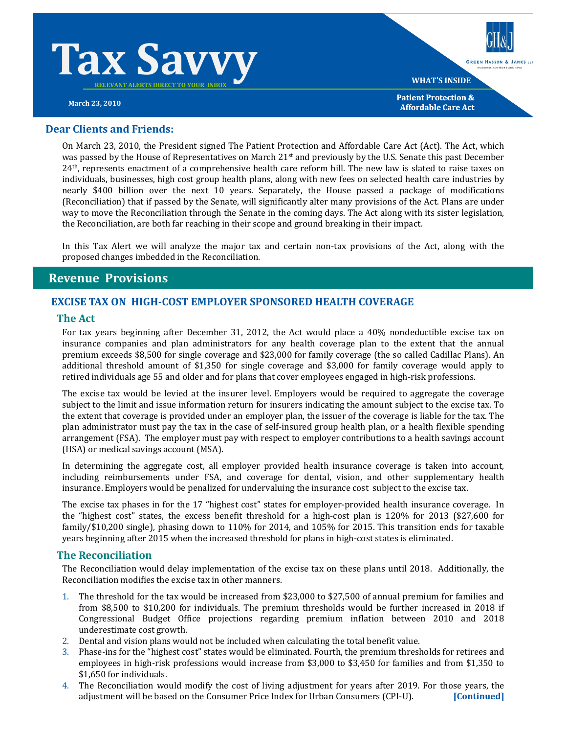# Tax Savvy

RELEVANT ALERTS DIRECT TO YOUR INBOX

March 23, 2010

GREEN HASSON & JANKS LLP

WHAT'S INSIDE

Patient Protection & Affordable Care Act

## Dear Clients and Friends:

On March 23, 2010, the President signed The Patient Protection and Affordable Care Act (Act). The Act, which was passed by the House of Representatives on March 21st and previously by the U.S. Senate this past December 24th, represents enactment of a comprehensive health care reform bill. The new law is slated to raise taxes on individuals, businesses, high cost group health plans, along with new fees on selected health care industries by nearly $400 billion over the next 10 years. Separately, the House passed a package of modifications (Reconciliation) that if passed by the Senate, will significantly alter many provisions of the Act. Plans are under way to move the Reconciliation through the Senate in the coming days. The Act along with its sister legislation, the Reconciliation, are both far reaching in their scope and ground breaking in their impact.

In this Tax Alert we will analyze the major tax and certain non-tax provisions of the Act, along with the proposed changes imbedded in the Reconciliation.

## Revenue Provisions

### EXCISE TAX ON HIGH-COST EMPLOYER SPONSORED HEALTH COVERAGE

#### The Act

For tax years beginning after December 31, 2012, the Act would place a 40% nondeductible excise tax on insurance companies and plan administrators for any health coverage plan to the extent that the annual premium exceeds $8,500 for single coverage and $23,000 for family coverage (the so called Cadillac Plans). An additional threshold amount of $1,350 for single coverage and $3,000 for family coverage would apply to retired individuals age 55 and older and for plans that cover employees engaged in high-risk professions.

The excise tax would be levied at the insurer level. Employers would be required to aggregate the coverage subject to the limit and issue information return for insurers indicating the amount subject to the excise tax. To the extent that coverage is provided under an employer plan, the issuer of the coverage is liable for the tax. The plan administrator must pay the tax in the case of self-insured group health plan, or a health flexible spending arrangement (FSA). The employer must pay with respect to employer contributions to a health savings account (HSA) or medical savings account (MSA).

In determining the aggregate cost, all employer provided health insurance coverage is taken into account, including reimbursements under FSA, and coverage for dental, vision, and other supplementary health insurance. Employers would be penalized for undervaluing the insurance cost subject to the excise tax.

The excise tax phases in for the 17 "highest cost" states for employer-provided health insurance coverage. In the "highest cost" states, the excess benefit threshold for a high-cost plan is 120% for 2013 ($27,600 for family/$10,200 single), phasing down to 110% for 2014, and 105% for 2015. This transition ends for taxable years beginning after 2015 when the increased threshold for plans in high-cost states is eliminated.

#### The Reconciliation

The Reconciliation would delay implementation of the excise tax on these plans until 2018. Additionally, the Reconciliation modifies the excise tax in other manners.

1. The threshold for the tax would be increased from $23,000 to $27,500 of annual premium for families and from $8,500 to $10,200 for individuals. The premium thresholds would be further increased in 2018 if Congressional Budget Office projections regarding premium inflation between 2010 and 2018 underestimate cost growth.
2. Dental and vision plans would not be included when calculating the total benefit value.
3. Phase-ins for the "highest cost" states would be eliminated. Fourth, the premium thresholds for retirees and employees in high-risk professions would increase from $3,000 to $3,450 for families and from $1,350 to $1,650 for individuals.
4. The Reconciliation would modify the cost of living adjustment for years after 2019. For those years, the adjustment will be based on the Consumer Price Index for Urban Consumers (CPI-U). **[Continued]**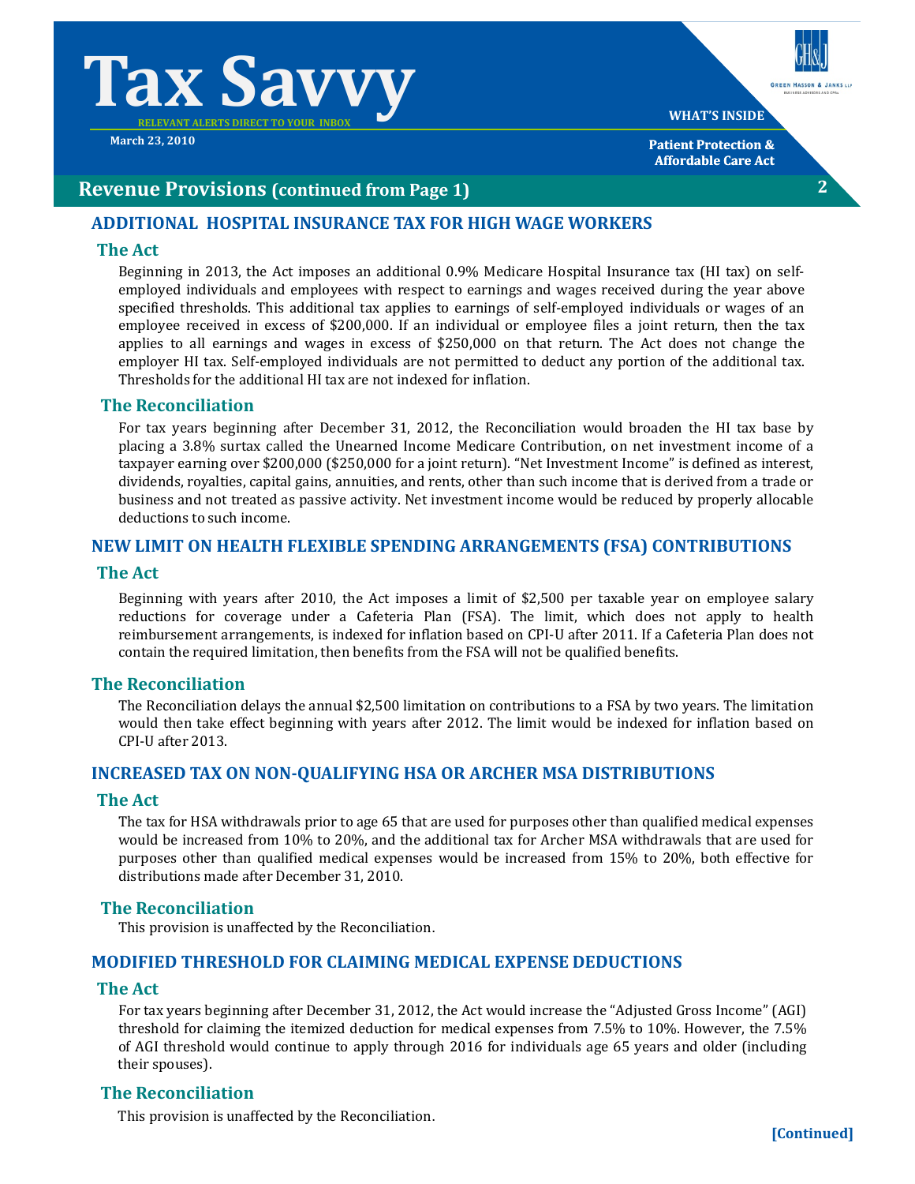## Revenue Provisions (continued from Page 1)

### ADDITIONAL HOSPITAL INSURANCE TAX FOR HIGH WAGE WORKERS

#### The Act

Beginning in 2013, the Act imposes an additional 0.9% Medicare Hospital Insurance tax (HI tax) on self-employed individuals and employees with respect to earnings and wages received during the year above specified thresholds. This additional tax applies to earnings of self-employed individuals or wages of an employee received in excess of $200,000. If an individual or employee files a joint return, then the tax applies to all earnings and wages in excess of $250,000 on that return. The Act does not change the employer HI tax. Self-employed individuals are not permitted to deduct any portion of the additional tax. Thresholds for the additional HI tax are not indexed for inflation.

#### The Reconciliation

For tax years beginning after December 31, 2012, the Reconciliation would broaden the HI tax base by placing a 3.8% surtax called the Unearned Income Medicare Contribution, on net investment income of a taxpayer earning over $200,000 ($250,000 for a joint return). "Net Investment Income" is defined as interest, dividends, royalties, capital gains, annuities, and rents, other than such income that is derived from a trade or business and not treated as passive activity. Net investment income would be reduced by properly allocable deductions to such income.

### NEW LIMIT ON HEALTH FLEXIBLE SPENDING ARRANGEMENTS (FSA) CONTRIBUTIONS

#### The Act

Beginning with years after 2010, the Act imposes a limit of $2,500 per taxable year on employee salary reductions for coverage under a Cafeteria Plan (FSA). The limit, which does not apply to health reimbursement arrangements, is indexed for inflation based on CPI-U after 2011. If a Cafeteria Plan does not contain the required limitation, then benefits from the FSA will not be qualified benefits.

#### The Reconciliation

The Reconciliation delays the annual $2,500 limitation on contributions to a FSA by two years. The limitation would then take effect beginning with years after 2012. The limit would be indexed for inflation based on CPI-U after 2013.

### INCREASED TAX ON NON-QUALIFYING HSA OR ARCHER MSA DISTRIBUTIONS

#### The Act

The tax for HSA withdrawals prior to age 65 that are used for purposes other than qualified medical expenses would be increased from 10% to 20%, and the additional tax for Archer MSA withdrawals that are used for purposes other than qualified medical expenses would be increased from 15% to 20%, both effective for distributions made after December 31, 2010.

#### The Reconciliation

This provision is unaffected by the Reconciliation.

### MODIFIED THRESHOLD FOR CLAIMING MEDICAL EXPENSE DEDUCTIONS

#### The Act

For tax years beginning after December 31, 2012, the Act would increase the "Adjusted Gross Income" (AGI) threshold for claiming the itemized deduction for medical expenses from 7.5% to 10%. However, the 7.5% of AGI threshold would continue to apply through 2016 for individuals age 65 years and older (including their spouses).

#### The Reconciliation

This provision is unaffected by the Reconciliation.

**[Continued]**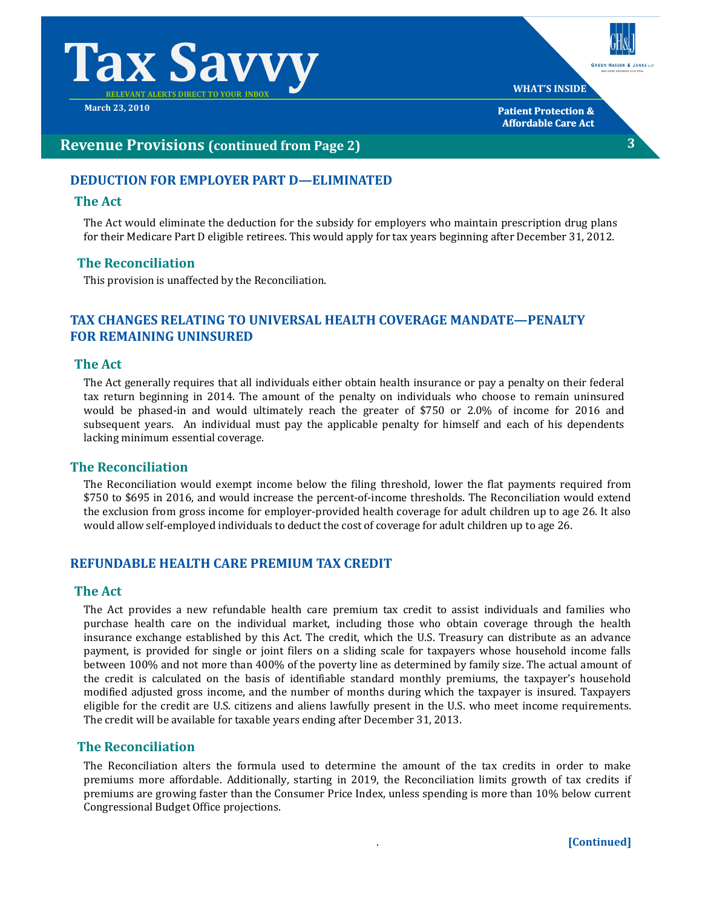## Revenue Provisions (continued from Page 2)

### DEDUCTION FOR EMPLOYER PART D—ELIMINATED

#### The Act

The Act would eliminate the deduction for the subsidy for employers who maintain prescription drug plans for their Medicare Part D eligible retirees. This would apply for tax years beginning after December 31, 2012.

#### The Reconciliation

This provision is unaffected by the Reconciliation.

### TAX CHANGES RELATING TO UNIVERSAL HEALTH COVERAGE MANDATE—PENALTY FOR REMAINING UNINSURED

#### The Act

The Act generally requires that all individuals either obtain health insurance or pay a penalty on their federal tax return beginning in 2014. The amount of the penalty on individuals who choose to remain uninsured would be phased-in and would ultimately reach the greater of $750 or 2.0% of income for 2016 and subsequent years. An individual must pay the applicable penalty for himself and each of his dependents lacking minimum essential coverage.

#### The Reconciliation

The Reconciliation would exempt income below the filing threshold, lower the flat payments required from $750 to $695 in 2016, and would increase the percent-of-income thresholds. The Reconciliation would extend the exclusion from gross income for employer-provided health coverage for adult children up to age 26. It also would allow self-employed individuals to deduct the cost of coverage for adult children up to age 26.

### REFUNDABLE HEALTH CARE PREMIUM TAX CREDIT

#### The Act

The Act provides a new refundable health care premium tax credit to assist individuals and families who purchase health care on the individual market, including those who obtain coverage through the health insurance exchange established by this Act. The credit, which the U.S. Treasury can distribute as an advance payment, is provided for single or joint filers on a sliding scale for taxpayers whose household income falls between 100% and not more than 400% of the poverty line as determined by family size. The actual amount of the credit is calculated on the basis of identifiable standard monthly premiums, the taxpayer's household modified adjusted gross income, and the number of months during which the taxpayer is insured. Taxpayers eligible for the credit are U.S. citizens and aliens lawfully present in the U.S. who meet income requirements. The credit will be available for taxable years ending after December 31, 2013.

#### The Reconciliation

The Reconciliation alters the formula used to determine the amount of the tax credits in order to make premiums more affordable. Additionally, starting in 2019, the Reconciliation limits growth of tax credits if premiums are growing faster than the Consumer Price Index, unless spending is more than 10% below current Congressional Budget Office projections.

**[Continued]**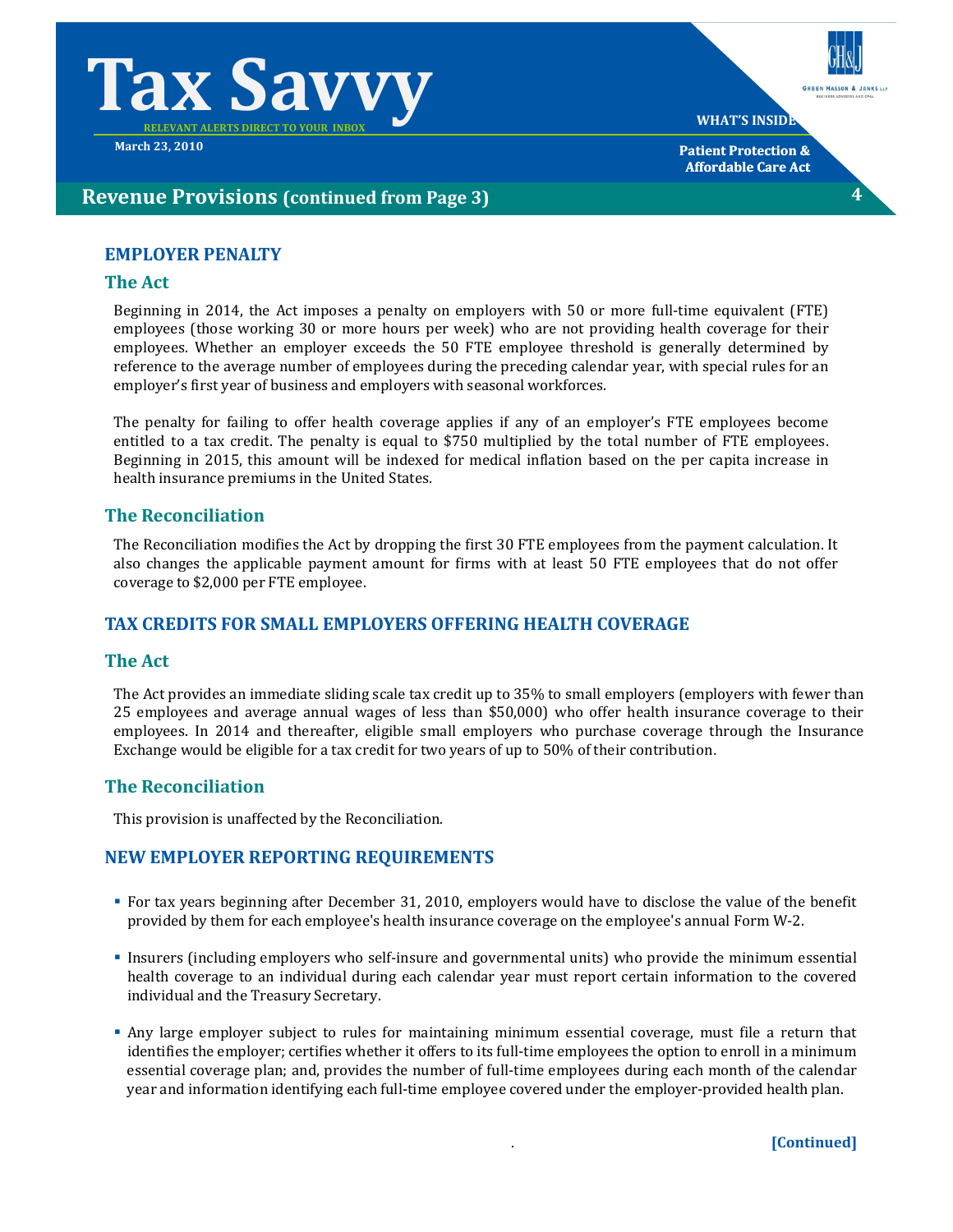## Revenue Provisions (continued from Page 3)

### EMPLOYER PENALTY

#### The Act

Beginning in 2014, the Act imposes a penalty on employers with 50 or more full-time equivalent (FTE) employees (those working 30 or more hours per week) who are not providing health coverage for their employees. Whether an employer exceeds the 50 FTE employee threshold is generally determined by reference to the average number of employees during the preceding calendar year, with special rules for an employer's first year of business and employers with seasonal workforces.

The penalty for failing to offer health coverage applies if any of an employer's FTE employees become entitled to a tax credit. The penalty is equal to $750 multiplied by the total number of FTE employees. Beginning in 2015, this amount will be indexed for medical inflation based on the per capita increase in health insurance premiums in the United States.

#### The Reconciliation

The Reconciliation modifies the Act by dropping the first 30 FTE employees from the payment calculation. It also changes the applicable payment amount for firms with at least 50 FTE employees that do not offer coverage to $2,000 per FTE employee.

### TAX CREDITS FOR SMALL EMPLOYERS OFFERING HEALTH COVERAGE

#### The Act

The Act provides an immediate sliding scale tax credit up to 35% to small employers (employers with fewer than 25 employees and average annual wages of less than $50,000) who offer health insurance coverage to their employees. In 2014 and thereafter, eligible small employers who purchase coverage through the Insurance Exchange would be eligible for a tax credit for two years of up to 50% of their contribution.

#### The Reconciliation

This provision is unaffected by the Reconciliation.

### NEW EMPLOYER REPORTING REQUIREMENTS

- For tax years beginning after December 31, 2010, employers would have to disclose the value of the benefit provided by them for each employee's health insurance coverage on the employee's annual Form W-2.
- Insurers (including employers who self-insure and governmental units) who provide the minimum essential health coverage to an individual during each calendar year must report certain information to the covered individual and the Treasury Secretary.
- Any large employer subject to rules for maintaining minimum essential coverage, must file a return that identifies the employer; certifies whether it offers to its full-time employees the option to enroll in a minimum essential coverage plan; and, provides the number of full-time employees during each month of the calendar year and information identifying each full-time employee covered under the employer-provided health plan.

**[Continued]**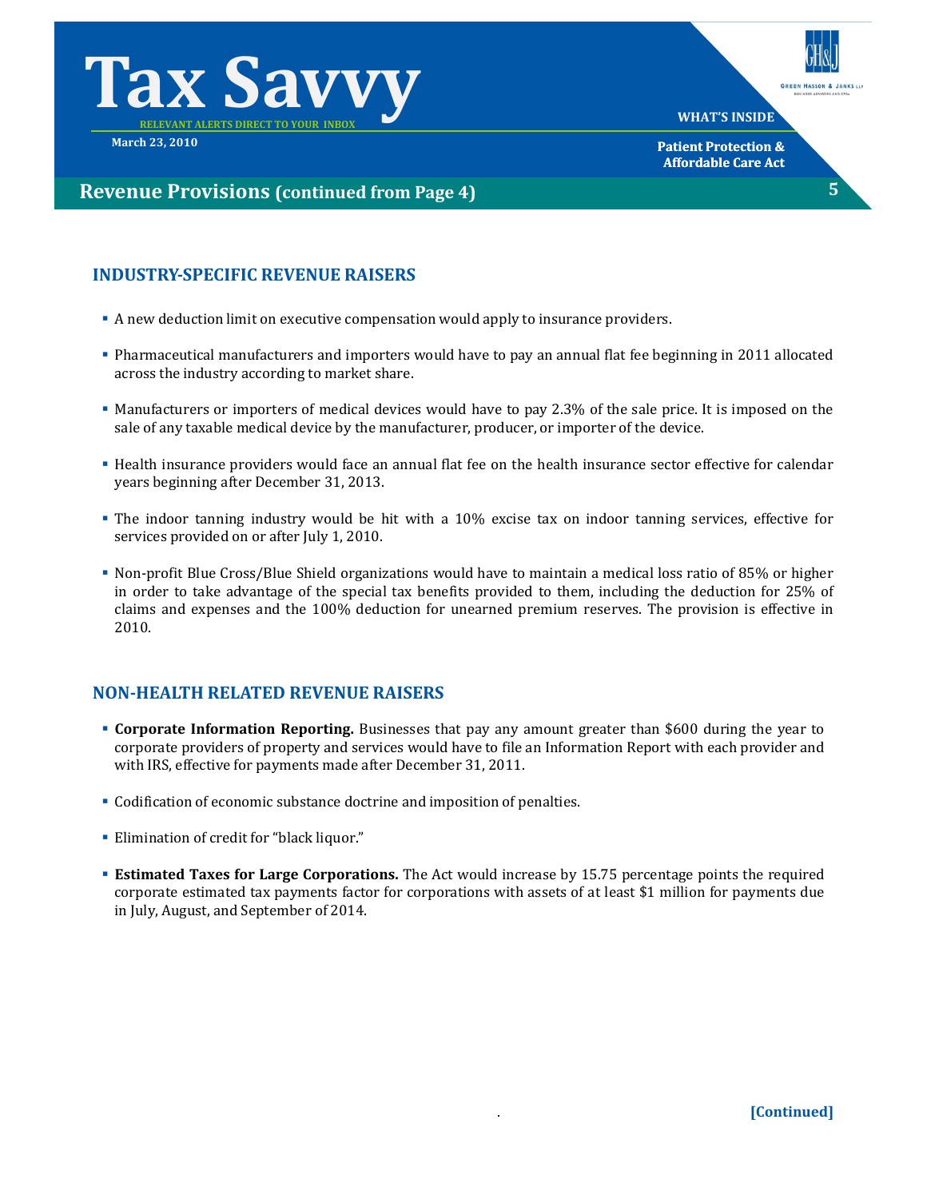## Revenue Provisions (continued from Page 4)

### INDUSTRY-SPECIFIC REVENUE RAISERS

- A new deduction limit on executive compensation would apply to insurance providers.
- Pharmaceutical manufacturers and importers would have to pay an annual flat fee beginning in 2011 allocated across the industry according to market share.
- Manufacturers or importers of medical devices would have to pay 2.3% of the sale price. It is imposed on the sale of any taxable medical device by the manufacturer, producer, or importer of the device.
- Health insurance providers would face an annual flat fee on the health insurance sector effective for calendar years beginning after December 31, 2013.
- The indoor tanning industry would be hit with a 10% excise tax on indoor tanning services, effective for services provided on or after July 1, 2010.
- Non-profit Blue Cross/Blue Shield organizations would have to maintain a medical loss ratio of 85% or higher in order to take advantage of the special tax benefits provided to them, including the deduction for 25% of claims and expenses and the 100% deduction for unearned premium reserves. The provision is effective in 2010.

### NON-HEALTH RELATED REVENUE RAISERS

- **Corporate Information Reporting.** Businesses that pay any amount greater than $600 during the year to corporate providers of property and services would have to file an Information Report with each provider and with IRS, effective for payments made after December 31, 2011.
- Codification of economic substance doctrine and imposition of penalties.
- Elimination of credit for "black liquor."
- **Estimated Taxes for Large Corporations.** The Act would increase by 15.75 percentage points the required corporate estimated tax payments factor for corporations with assets of at least $1 million for payments due in July, August, and September of 2014.

[Continued]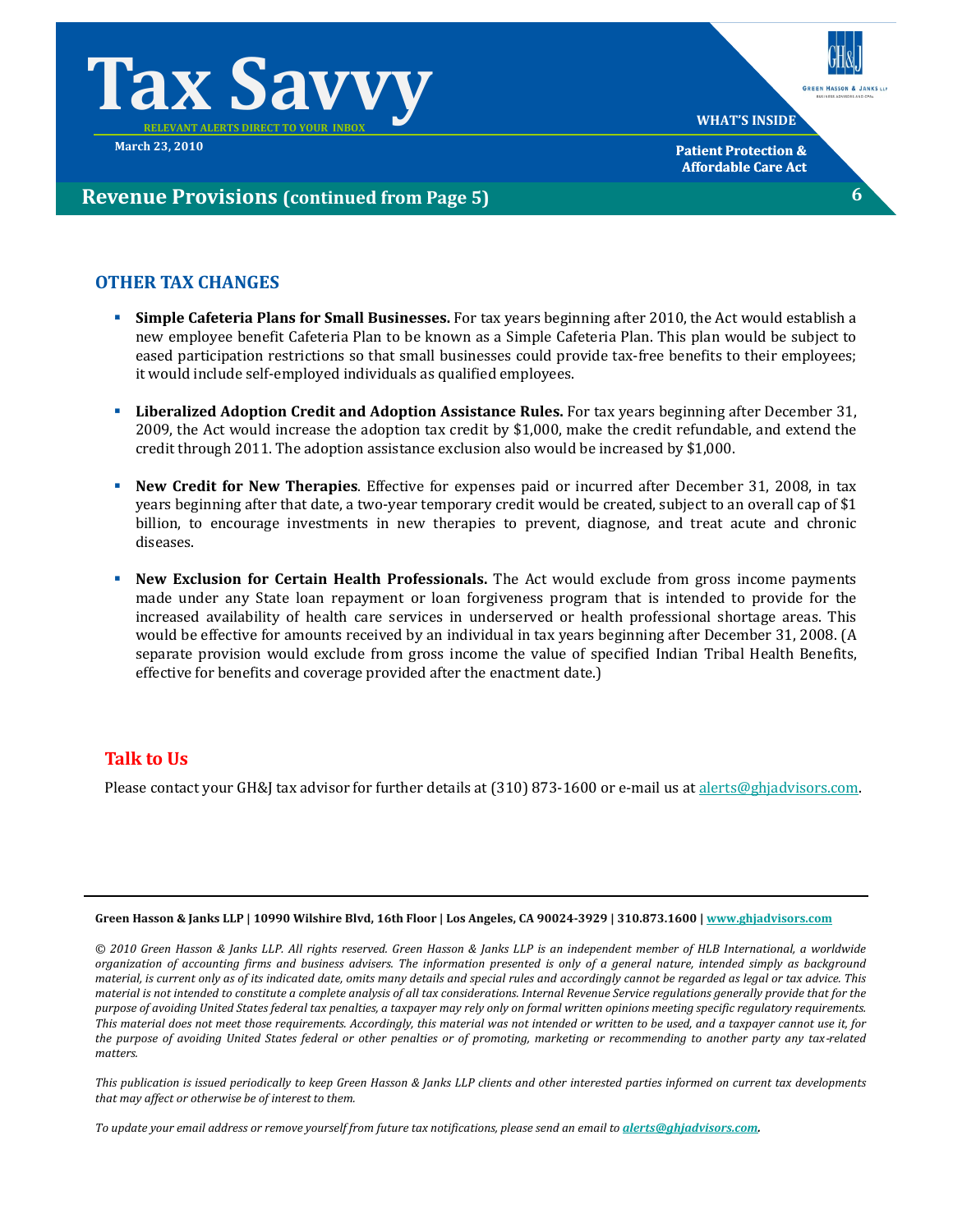## Revenue Provisions (continued from Page 5)

### OTHER TAX CHANGES

- **Simple Cafeteria Plans for Small Businesses.** For tax years beginning after 2010, the Act would establish a new employee benefit Cafeteria Plan to be known as a Simple Cafeteria Plan. This plan would be subject to eased participation restrictions so that small businesses could provide tax-free benefits to their employees; it would include self-employed individuals as qualified employees.

- **Liberalized Adoption Credit and Adoption Assistance Rules.** For tax years beginning after December 31, 2009, the Act would increase the adoption tax credit by $1,000, make the credit refundable, and extend the credit through 2011. The adoption assistance exclusion also would be increased by $1,000.

- **New Credit for New Therapies**. Effective for expenses paid or incurred after December 31, 2008, in tax years beginning after that date, a two-year temporary credit would be created, subject to an overall cap of $1 billion, to encourage investments in new therapies to prevent, diagnose, and treat acute and chronic diseases.

- **New Exclusion for Certain Health Professionals.** The Act would exclude from gross income payments made under any State loan repayment or loan forgiveness program that is intended to provide for the increased availability of health care services in underserved or health professional shortage areas. This would be effective for amounts received by an individual in tax years beginning after December 31, 2008. (A separate provision would exclude from gross income the value of specified Indian Tribal Health Benefits, effective for benefits and coverage provided after the enactment date.)

### Talk to Us

Please contact your GH&J tax advisor for further details at (310) 873-1600 or e-mail us at alerts@ghjadvisors.com.

---

**Green Hasson & Janks LLP | 10990 Wilshire Blvd, 16th Floor | Los Angeles, CA 90024-3929 | 310.873.1600 | www.ghjadvisors.com**

*© 2010 Green Hasson & Janks LLP. All rights reserved. Green Hasson & Janks LLP is an independent member of HLB International, a worldwide organization of accounting firms and business advisers. The information presented is only of a general nature, intended simply as background material, is current only as of its indicated date, omits many details and special rules and accordingly cannot be regarded as legal or tax advice. This material is not intended to constitute a complete analysis of all tax considerations. Internal Revenue Service regulations generally provide that for the purpose of avoiding United States federal tax penalties, a taxpayer may rely only on formal written opinions meeting specific regulatory requirements. This material does not meet those requirements. Accordingly, this material was not intended or written to be used, and a taxpayer cannot use it, for the purpose of avoiding United States federal or other penalties or of promoting, marketing or recommending to another party any tax-related matters.*

*This publication is issued periodically to keep Green Hasson & Janks LLP clients and other interested parties informed on current tax developments that may affect or otherwise be of interest to them.*

*To update your email address or remove yourself from future tax notifications, please send an email to **alerts@ghjadvisors.com**.*